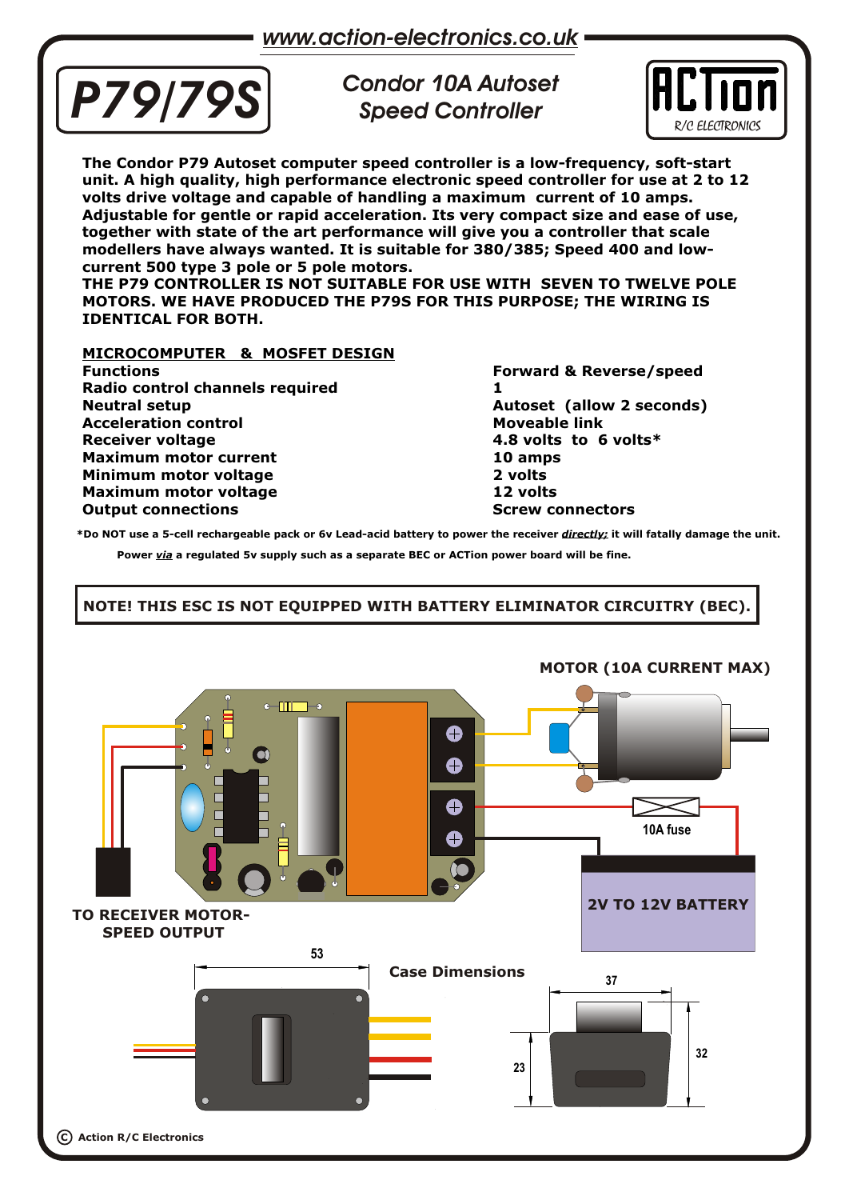www.action-electronics.co.uk

# P79/79S

## Condor 10A Autoset Speed Controller

ACTion R/C ELECTRONICS

**The Condor P79 Autoset computer speed controller is a low-frequency, soft-start unit. A high quality, high performance electronic speed controller for use at 2 to 12 volts drive voltage and capable of handling a maximum current of 10 amps. Adjustable for gentle or rapid acceleration. Its very compact size and ease of use, together with state of the art performance will give you a controller that scale modellers have always wanted. It is suitable for 380/385; Speed 400 and low-current 500 type 3 pole or 5 pole motors.**

**THE P79 CONTROLLER IS NOT SUITABLE FOR USE WITH SEVEN TO TWELVE POLE MOTORS. WE HAVE PRODUCED THE P79S FOR THIS PURPOSE; THE WIRING IS IDENTICAL FOR BOTH.**

**MICROCOMPUTER & MOSFET DESIGN**

| | |
|---|---|
| **Functions** | **Forward & Reverse/speed** |
| **Radio control channels required** | **1** |
| **Neutral setup** | **Autoset (allow 2 seconds)** |
| **Acceleration control** | **Moveable link** |
| **Receiver voltage** | **4.8 volts to 6 volts*** |
| **Maximum motor current** | **10 amps** |
| **Minimum motor voltage** | **2 volts** |
| **Maximum motor voltage** | **12 volts** |
| **Output connections** | **Screw connectors** |

**\*Do NOT use a 5-cell rechargeable pack or 6v Lead-acid battery to power the receiver *directly;* it will fatally damage the unit.**

**Power *via* a regulated 5v supply such as a separate BEC or ACTion power board will be fine.**

**NOTE! THIS ESC IS NOT EQUIPPED WITH BATTERY ELIMINATOR CIRCUITRY (BEC).**

**MOTOR (10A CURRENT MAX)**

10A fuse

**2V TO 12V BATTERY**

**TO RECEIVER MOTOR-SPEED OUTPUT**

**Case Dimensions**

53

37

23

32

© Action R/C Electronics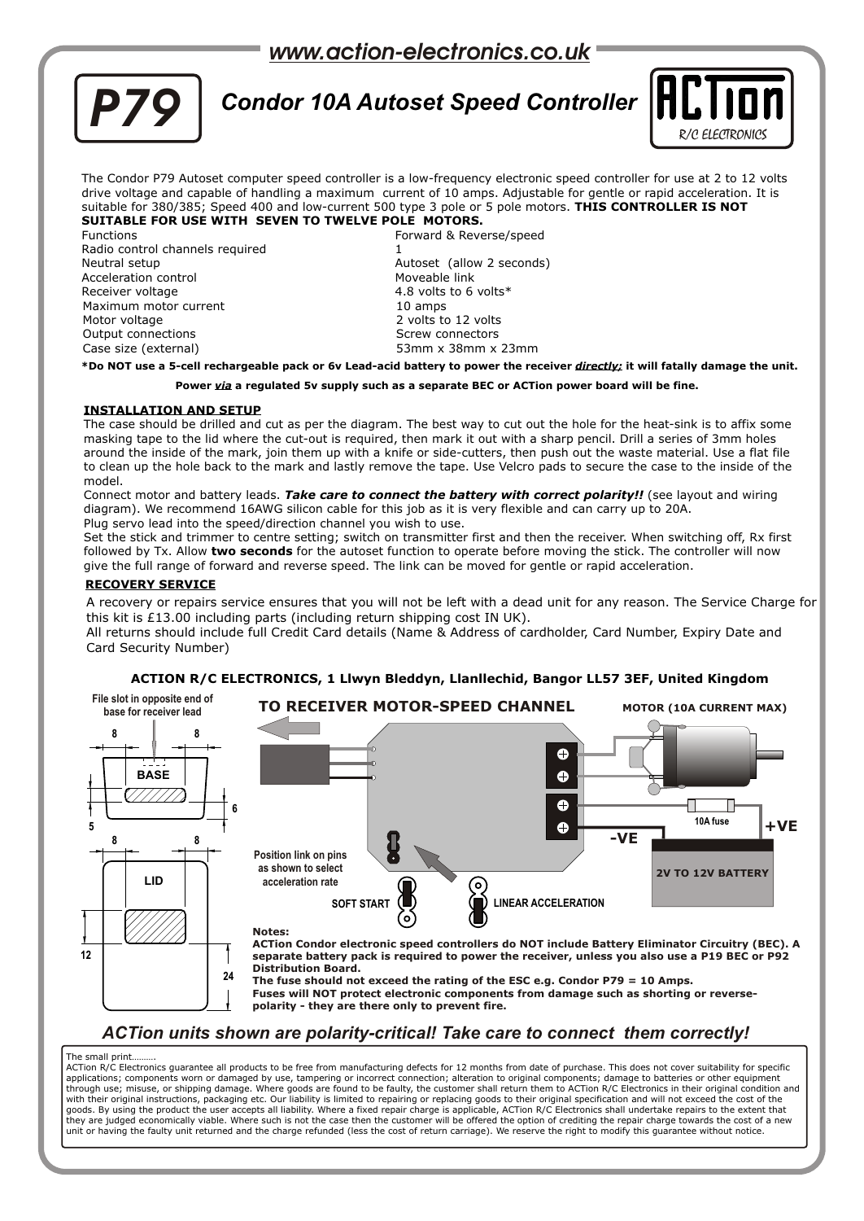www.action-electronics.co.uk

# P79 Condor 10A Autoset Speed Controller

ACTion R/C ELECTRONICS

The Condor P79 Autoset computer speed controller is a low-frequency electronic speed controller for use at 2 to 12 volts drive voltage and capable of handling a maximum current of 10 amps. Adjustable for gentle or rapid acceleration. It is suitable for 380/385; Speed 400 and low-current 500 type 3 pole or 5 pole motors. **THIS CONTROLLER IS NOT SUITABLE FOR USE WITH SEVEN TO TWELVE POLE MOTORS.**

| | |
|---|---|
| Functions | Forward & Reverse/speed |
| Radio control channels required | 1 |
| Neutral setup | Autoset (allow 2 seconds) |
| Acceleration control | Moveable link |
| Receiver voltage | 4.8 volts to 6 volts* |
| Maximum motor current | 10 amps |
| Motor voltage | 2 volts to 12 volts |
| Output connections | Screw connectors |
| Case size (external) | 53mm x 38mm x 23mm |

**\*Do NOT use a 5-cell rechargeable pack or 6v Lead-acid battery to power the receiver *directly:* it will fatally damage the unit.**

**Power *via* a regulated 5v supply such as a separate BEC or ACTion power board will be fine.**

## INSTALLATION AND SETUP

The case should be drilled and cut as per the diagram. The best way to cut out the hole for the heat-sink is to affix some masking tape to the lid where the cut-out is required, then mark it out with a sharp pencil. Drill a series of 3mm holes around the inside of the mark, join them up with a knife or side-cutters, then push out the waste material. Use a flat file to clean up the hole back to the mark and lastly remove the tape. Use Velcro pads to secure the case to the inside of the model.

Connect motor and battery leads. ***Take care to connect the battery with correct polarity!!*** (see layout and wiring diagram). We recommend 16AWG silicon cable for this job as it is very flexible and can carry up to 20A.

Plug servo lead into the speed/direction channel you wish to use.

Set the stick and trimmer to centre setting; switch on transmitter first and then the receiver. When switching off, Rx first followed by Tx. Allow **two seconds** for the autoset function to operate before moving the stick. The controller will now give the full range of forward and reverse speed. The link can be moved for gentle or rapid acceleration.

## RECOVERY SERVICE

A recovery or repairs service ensures that you will not be left with a dead unit for any reason. The Service Charge for this kit is £13.00 including parts (including return shipping cost IN UK).

All returns should include full Credit Card details (Name & Address of cardholder, Card Number, Expiry Date and Card Security Number)

**ACTION R/C ELECTRONICS, 1 Llwyn Bleddyn, Llanllechid, Bangor LL57 3EF, United Kingdom**

File slot in opposite end of base for receiver lead

BASE — 8, 8, 5, 6

LID — 8, 8, 12, 24

**TO RECEIVER MOTOR-SPEED CHANNEL**

**MOTOR (10A CURRENT MAX)**

10A fuse

**-VE** **+VE**

**2V TO 12V BATTERY**

Position link on pins as shown to select acceleration rate

SOFT START — LINEAR ACCELERATION

**Notes:**
**ACTion Condor electronic speed controllers do NOT include Battery Eliminator Circuitry (BEC). A separate battery pack is required to power the receiver, unless you also use a P19 BEC or P92 Distribution Board.**
**The fuse should not exceed the rating of the ESC e.g. Condor P79 = 10 Amps.**
**Fuses will NOT protect electronic components from damage such as shorting or reverse-polarity - they are there only to prevent fire.**

***ACTion units shown are polarity-critical! Take care to connect them correctly!***

The small print……….
ACTion R/C Electronics guarantee all products to be free from manufacturing defects for 12 months from date of purchase. This does not cover suitability for specific applications; components worn or damaged by use, tampering or incorrect connection; alteration to original components; damage to batteries or other equipment through use; misuse, or shipping damage. Where goods are found to be faulty, the customer shall return them to ACTion R/C Electronics in their original condition and with their original instructions, packaging etc. Our liability is limited to repairing or replacing goods to their original specification and will not exceed the cost of the goods. By using the product the user accepts all liability. Where a fixed repair charge is applicable, ACTion R/C Electronics shall undertake repairs to the extent that they are judged economically viable. Where such is not the case then the customer will be offered the option of crediting the repair charge towards the cost of a new unit or having the faulty unit returned and the charge refunded (less the cost of return carriage). We reserve the right to modify this guarantee without notice.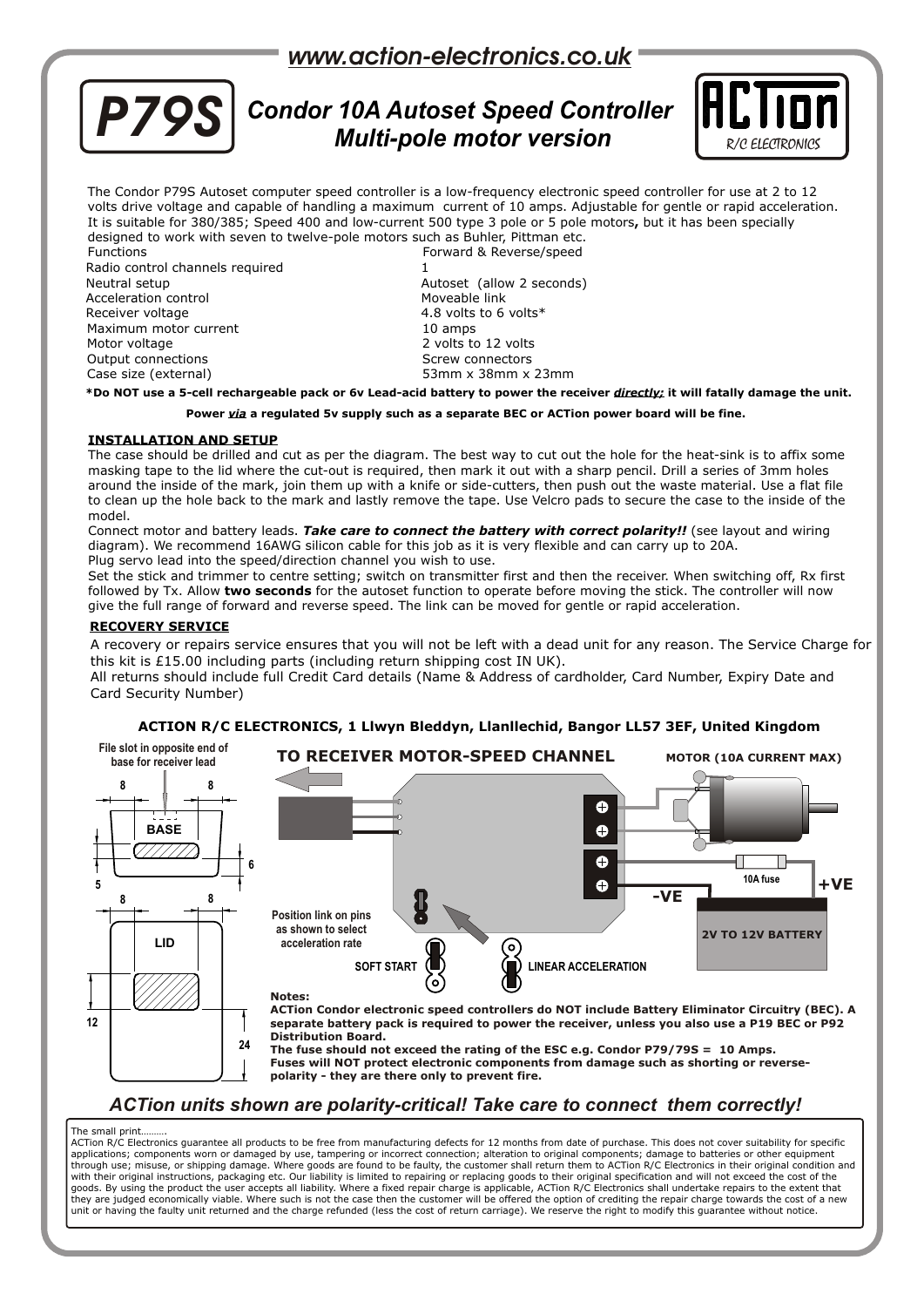www.action-electronics.co.uk

# P79S

## Condor 10A Autoset Speed Controller
## Multi-pole motor version

ACTion R/C ELECTRONICS

The Condor P79S Autoset computer speed controller is a low-frequency electronic speed controller for use at 2 to 12 volts drive voltage and capable of handling a maximum current of 10 amps. Adjustable for gentle or rapid acceleration. It is suitable for 380/385; Speed 400 and low-current 500 type 3 pole or 5 pole motors**,** but it has been specially designed to work with seven to twelve-pole motors such as Buhler, Pittman etc.

| | |
|---|---|
| Functions | Forward & Reverse/speed |
| Radio control channels required | 1 |
| Neutral setup | Autoset (allow 2 seconds) |
| Acceleration control | Moveable link |
| Receiver voltage | 4.8 volts to 6 volts* |
| Maximum motor current | 10 amps |
| Motor voltage | 2 volts to 12 volts |
| Output connections | Screw connectors |
| Case size (external) | 53mm x 38mm x 23mm |

**\*Do NOT use a 5-cell rechargeable pack or 6v Lead-acid battery to power the receiver *directly:* it will fatally damage the unit.**

**Power *via* a regulated 5v supply such as a separate BEC or ACTion power board will be fine.**

### INSTALLATION AND SETUP

The case should be drilled and cut as per the diagram. The best way to cut out the hole for the heat-sink is to affix some masking tape to the lid where the cut-out is required, then mark it out with a sharp pencil. Drill a series of 3mm holes around the inside of the mark, join them up with a knife or side-cutters, then push out the waste material. Use a flat file to clean up the hole back to the mark and lastly remove the tape. Use Velcro pads to secure the case to the inside of the model.

Connect motor and battery leads. ***Take care to connect the battery with correct polarity!!*** (see layout and wiring diagram). We recommend 16AWG silicon cable for this job as it is very flexible and can carry up to 20A.

Plug servo lead into the speed/direction channel you wish to use.

Set the stick and trimmer to centre setting; switch on transmitter first and then the receiver. When switching off, Rx first followed by Tx. Allow **two seconds** for the autoset function to operate before moving the stick. The controller will now give the full range of forward and reverse speed. The link can be moved for gentle or rapid acceleration.

### RECOVERY SERVICE

A recovery or repairs service ensures that you will not be left with a dead unit for any reason. The Service Charge for this kit is £15.00 including parts (including return shipping cost IN UK).

All returns should include full Credit Card details (Name & Address of cardholder, Card Number, Expiry Date and Card Security Number)

**ACTION R/C ELECTRONICS, 1 Llwyn Bleddyn, Llanllechid, Bangor LL57 3EF, United Kingdom**

File slot in opposite end of base for receiver lead

BASE — 8, 8, 5, 6

LID — 8, 8, 12, 24

TO RECEIVER MOTOR-SPEED CHANNEL

MOTOR (10A CURRENT MAX)

10A fuse

-VE

+VE

2V TO 12V BATTERY

Position link on pins as shown to select acceleration rate

SOFT START

LINEAR ACCELERATION

**Notes:**

**ACTion Condor electronic speed controllers do NOT include Battery Eliminator Circuitry (BEC). A separate battery pack is required to power the receiver, unless you also use a P19 BEC or P92 Distribution Board.**

**The fuse should not exceed the rating of the ESC e.g. Condor P79/79S = 10 Amps.**

**Fuses will NOT protect electronic components from damage such as shorting or reverse-polarity - they are there only to prevent fire.**

*ACTion units shown are polarity-critical! Take care to connect them correctly!*

The small print……….

ACTion R/C Electronics guarantee all products to be free from manufacturing defects for 12 months from date of purchase. This does not cover suitability for specific applications; components worn or damaged by use, tampering or incorrect connection; alteration to original components; damage to batteries or other equipment through use; misuse, or shipping damage. Where goods are found to be faulty, the customer shall return them to ACTion R/C Electronics in their original condition and with their original instructions, packaging etc. Our liability is limited to repairing or replacing goods to their original specification and will not exceed the cost of the goods. By using the product the user accepts all liability. Where a fixed repair charge is applicable, ACTion R/C Electronics shall undertake repairs to the extent that they are judged economically viable. Where such is not the case then the customer will be offered the option of crediting the repair charge towards the cost of a new unit or having the faulty unit returned and the charge refunded (less the cost of return carriage). We reserve the right to modify this guarantee without notice.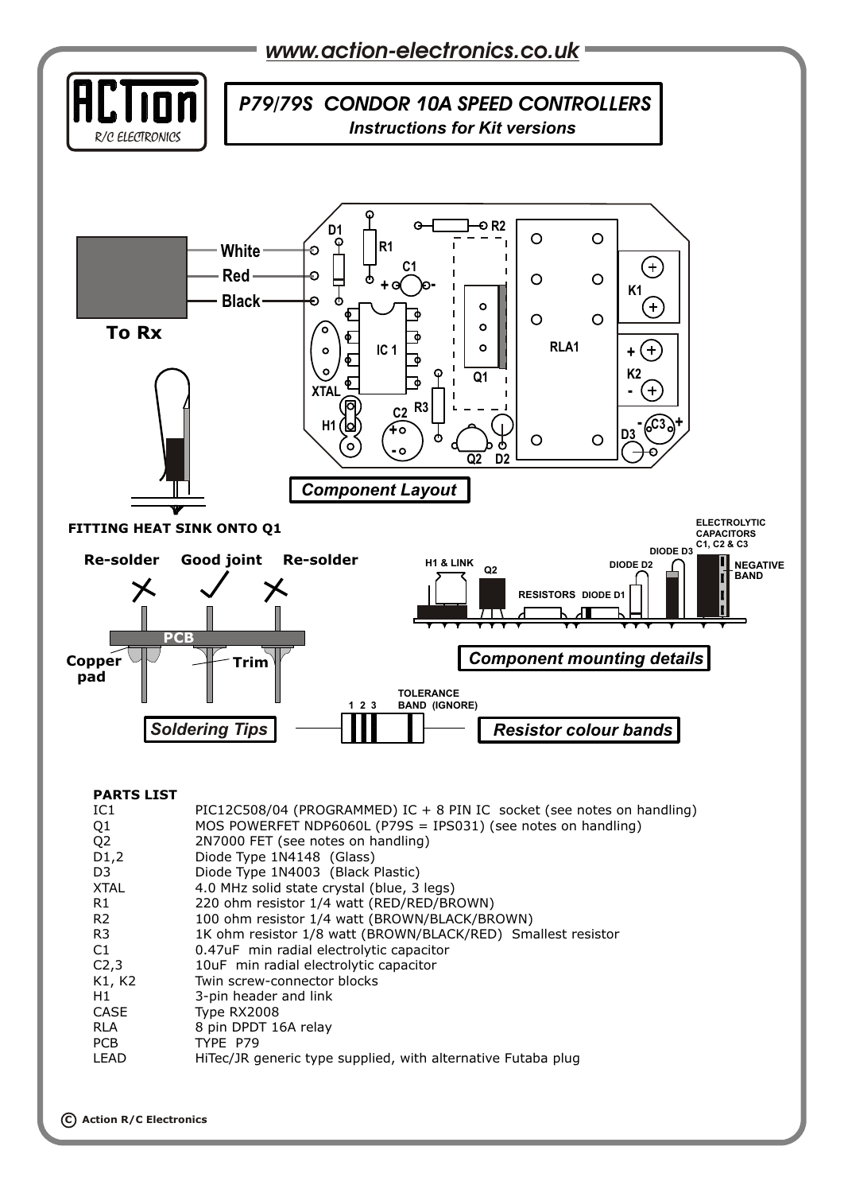www.action-electronics.co.uk

# P79/79S CONDOR 10A SPEED CONTROLLERS

*Instructions for Kit versions*

White
Red
Black

**To Rx**

*Component Layout*

**FITTING HEAT SINK ONTO Q1**

Re-solder — Good joint — Re-solder

PCB

Copper pad — Trim

*Soldering Tips*

1 2 3 — TOLERANCE BAND (IGNORE)

*Resistor colour bands*

H1 & LINK — Q2 — RESISTORS — DIODE D1 — DIODE D2 — DIODE D3 — ELECTROLYTIC CAPACITORS C1, C2 & C3 — NEGATIVE BAND

*Component mounting details*

**PARTS LIST**

| | |
|---|---|
| IC1 | PIC12C508/04 (PROGRAMMED) IC + 8 PIN IC socket (see notes on handling) |
| Q1 | MOS POWERFET NDP6060L (P79S = IPS031) (see notes on handling) |
| Q2 | 2N7000 FET (see notes on handling) |
| D1,2 | Diode Type 1N4148 (Glass) |
| D3 | Diode Type 1N4003 (Black Plastic) |
| XTAL | 4.0 MHz solid state crystal (blue, 3 legs) |
| R1 | 220 ohm resistor 1/4 watt (RED/RED/BROWN) |
| R2 | 100 ohm resistor 1/4 watt (BROWN/BLACK/BROWN) |
| R3 | 1K ohm resistor 1/8 watt (BROWN/BLACK/RED) Smallest resistor |
| C1 | 0.47uF min radial electrolytic capacitor |
| C2,3 | 10uF min radial electrolytic capacitor |
| K1, K2 | Twin screw-connector blocks |
| H1 | 3-pin header and link |
| CASE | Type RX2008 |
| RLA | 8 pin DPDT 16A relay |
| PCB | TYPE P79 |
| LEAD | HiTec/JR generic type supplied, with alternative Futaba plug |

© Action R/C Electronics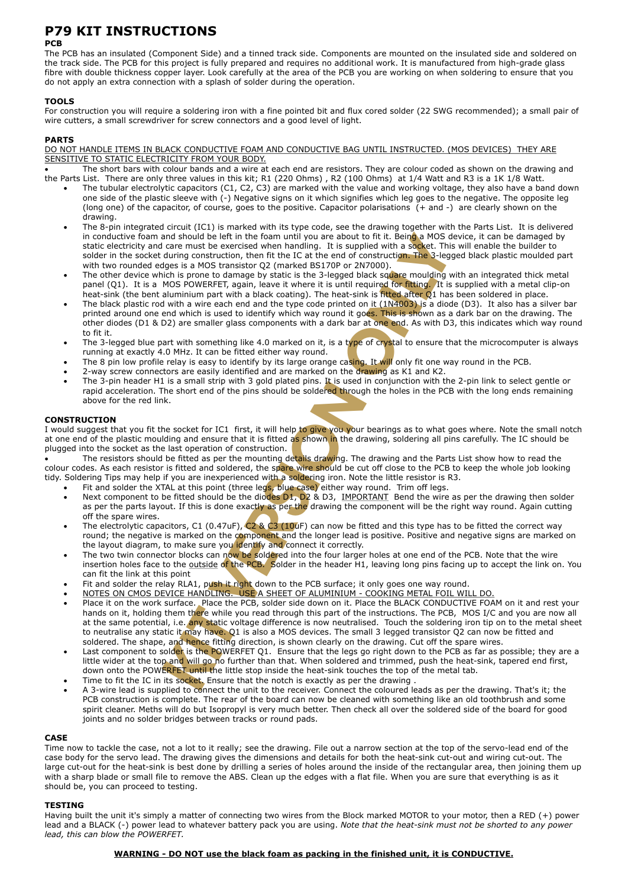# P79 KIT INSTRUCTIONS

### PCB

The PCB has an insulated (Component Side) and a tinned track side. Components are mounted on the insulated side and soldered on the track side. The PCB for this project is fully prepared and requires no additional work. It is manufactured from high-grade glass fibre with double thickness copper layer. Look carefully at the area of the PCB you are working on when soldering to ensure that you do not apply an extra connection with a splash of solder during the operation.

### TOOLS

For construction you will require a soldering iron with a fine pointed bit and flux cored solder (22 SWG recommended); a small pair of wire cutters, a small screwdriver for screw connectors and a good level of light.

### PARTS

<u>DO NOT HANDLE ITEMS IN BLACK CONDUCTIVE FOAM AND CONDUCTIVE BAG UNTIL INSTRUCTED. (MOS DEVICES) THEY ARE SENSITIVE TO STATIC ELECTRICITY FROM YOUR BODY.</u>

- The short bars with colour bands and a wire at each end are resistors. They are colour coded as shown on the drawing and the Parts List. There are only three values in this kit; R1 (220 Ohms), R2 (100 Ohms) at 1/4 Watt and R3 is a 1K 1/8 Watt.
- The tubular electrolytic capacitors (C1, C2, C3) are marked with the value and working voltage, they also have a band down one side of the plastic sleeve with (-) Negative signs on it which signifies which leg goes to the negative. The opposite leg (long one) of the capacitor, of course, goes to the positive. Capacitor polarisations (+ and -) are clearly shown on the drawing.
- The 8-pin integrated circuit (IC1) is marked with its type code, see the drawing together with the Parts List. It is delivered in conductive foam and should be left in the foam until you are about to fit it. Being a MOS device, it can be damaged by static electricity and care must be exercised when handling. It is supplied with a socket. This will enable the builder to solder in the socket during construction, then fit the IC at the end of construction. The 3-legged black plastic moulded part with two rounded edges is a MOS transistor Q2 (marked BS170P or 2N7000).
- The other device which is prone to damage by static is the 3-legged black square moulding with an integrated thick metal panel (Q1). It is a MOS POWERFET, again, leave it where it is until required for fitting. It is supplied with a metal clip-on heat-sink (the bent aluminium part with a black coating). The heat-sink is fitted after Q1 has been soldered in place.
- The black plastic rod with a wire each end and the type code printed on it (1N4003) is a diode (D3). It also has a silver bar printed around one end which is used to identify which way round it goes. This is shown as a dark bar on the drawing. The other diodes (D1 & D2) are smaller glass components with a dark bar at one end. As with D3, this indicates which way round to fit it.
- The 3-legged blue part with something like 4.0 marked on it, is a type of crystal to ensure that the microcomputer is always running at exactly 4.0 MHz. It can be fitted either way round.
- The 8 pin low profile relay is easy to identify by its large orange casing. It will only fit one way round in the PCB.
- 2-way screw connectors are easily identified and are marked on the drawing as K1 and K2.
- The 3-pin header H1 is a small strip with 3 gold plated pins. It is used in conjunction with the 2-pin link to select gentle or rapid acceleration. The short end of the pins should be soldered through the holes in the PCB with the long ends remaining above for the red link.

### CONSTRUCTION

I would suggest that you fit the socket for IC1 first, it will help to give you your bearings as to what goes where. Note the small notch at one end of the plastic moulding and ensure that it is fitted as shown in the drawing, soldering all pins carefully. The IC should be plugged into the socket as the last operation of construction.

- The resistors should be fitted as per the mounting details drawing. The drawing and the Parts List show how to read the colour codes. As each resistor is fitted and soldered, the spare wire should be cut off close to the PCB to keep the whole job looking tidy. Soldering Tips may help if you are inexperienced with a soldering iron. Note the little resistor is R3.
- Fit and solder the XTAL at this point (three legs, blue case) either way round. Trim off legs.
- Next component to be fitted should be the diodes D1, D2 & D3, <u>IMPORTANT</u> Bend the wire as per the drawing then solder as per the parts layout. If this is done exactly as per the drawing the component will be the right way round. Again cutting off the spare wires.
- The electrolytic capacitors, C1 (0.47uF), C2 & C3 (10uF) can now be fitted and this type has to be fitted the correct way round; the negative is marked on the component and the longer lead is positive. Positive and negative signs are marked on the layout diagram, to make sure you identify and connect it correctly.
- The two twin connector blocks can now be soldered into the four larger holes at one end of the PCB. Note that the wire insertion holes face to the <u>outside</u> of the PCB. Solder in the header H1, leaving long pins facing up to accept the link on. You can fit the link at this point
- Fit and solder the relay RLA1, push it right down to the PCB surface; it only goes one way round.
- <u>NOTES ON CMOS DEVICE HANDLING. USE A SHEET OF ALUMINIUM - COOKING METAL FOIL WILL DO.</u>
- Place it on the work surface. Place the PCB, solder side down on it. Place the BLACK CONDUCTIVE FOAM on it and rest your hands on it, holding them there while you read through this part of the instructions. The PCB, MOS I/C and you are now all at the same potential, i.e. any static voltage difference is now neutralised. Touch the soldering iron tip on to the metal sheet to neutralise any static it may have. Q1 is also a MOS devices. The small 3 legged transistor Q2 can now be fitted and soldered. The shape, and hence fitting direction, is shown clearly on the drawing. Cut off the spare wires.
- Last component to solder is the POWERFET Q1. Ensure that the legs go right down to the PCB as far as possible; they are a little wider at the top and will go no further than that. When soldered and trimmed, push the heat-sink, tapered end first, down onto the POWERFET until the little stop inside the heat-sink touches the top of the metal tab.
- Time to fit the IC in its socket. Ensure that the notch is exactly as per the drawing .
- A 3-wire lead is supplied to connect the unit to the receiver. Connect the coloured leads as per the drawing. That's it; the PCB construction is complete. The rear of the board can now be cleaned with something like an old toothbrush and some spirit cleaner. Meths will do but Isopropyl is very much better. Then check all over the soldered side of the board for good joints and no solder bridges between tracks or round pads.

### CASE

Time now to tackle the case, not a lot to it really; see the drawing. File out a narrow section at the top of the servo-lead end of the case body for the servo lead. The drawing gives the dimensions and details for both the heat-sink cut-out and wiring cut-out. The large cut-out for the heat-sink is best done by drilling a series of holes around the inside of the rectangular area, then joining them up with a sharp blade or small file to remove the ABS. Clean up the edges with a flat file. When you are sure that everything is as it should be, you can proceed to testing.

### TESTING

Having built the unit it's simply a matter of connecting two wires from the Block marked MOTOR to your motor, then a RED (+) power lead and a BLACK (-) power lead to whatever battery pack you are using. *Note that the heat-sink must not be shorted to any power lead, this can blow the POWERFET.*

**<u>WARNING - DO NOT use the black foam as packing in the finished unit, it is CONDUCTIVE.</u>**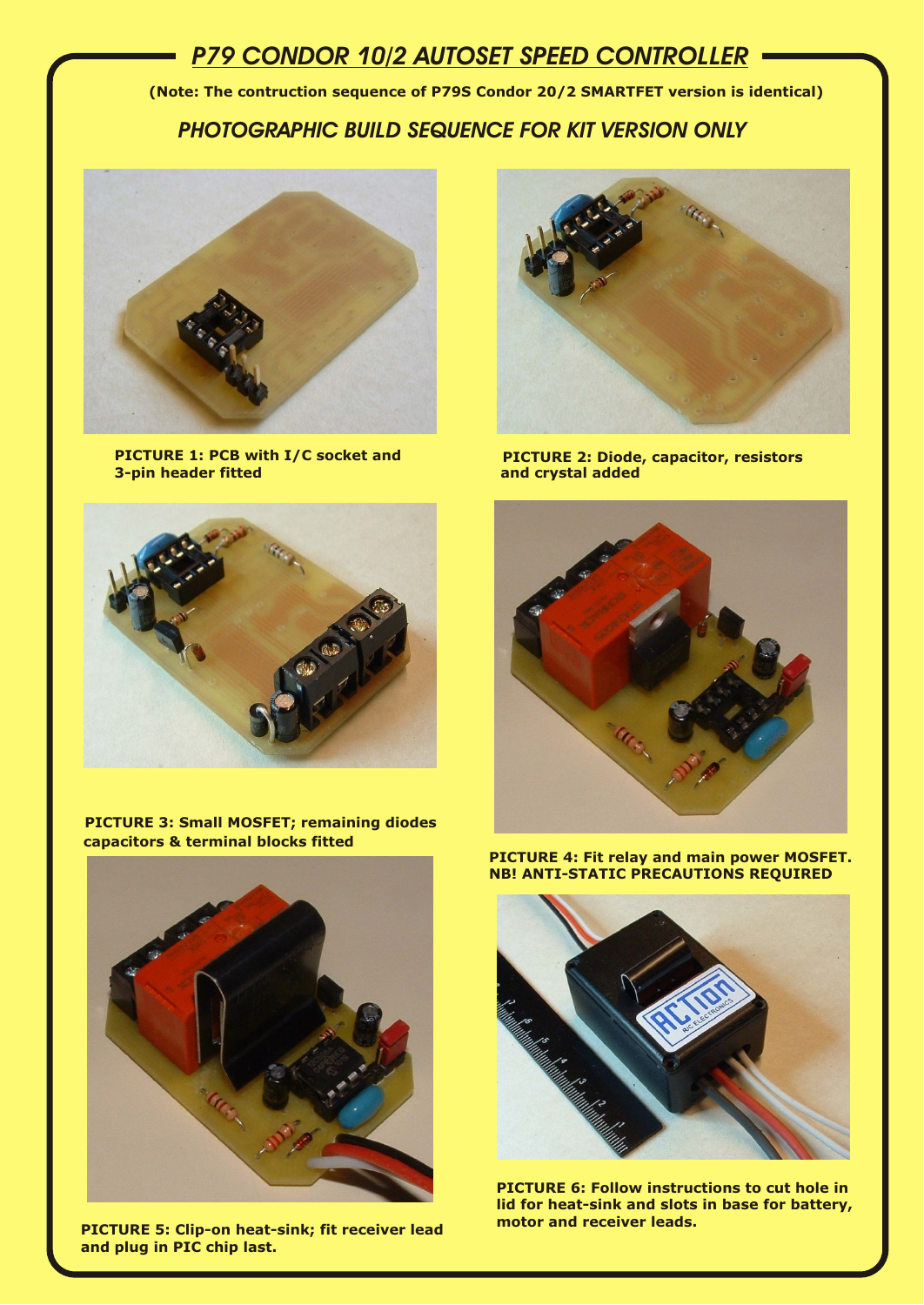# P79 CONDOR 10/2 AUTOSET SPEED CONTROLLER

**(Note: The contruction sequence of P79S Condor 20/2 SMARTFET version is identical)**

## *PHOTOGRAPHIC BUILD SEQUENCE FOR KIT VERSION ONLY*

**PICTURE 1: PCB with I/C socket and 3-pin header fitted**

**PICTURE 2: Diode, capacitor, resistors and crystal added**

**PICTURE 3: Small MOSFET; remaining diodes capacitors & terminal blocks fitted**

**PICTURE 4: Fit relay and main power MOSFET. NB! ANTI-STATIC PRECAUTIONS REQUIRED**

**PICTURE 5: Clip-on heat-sink; fit receiver lead and plug in PIC chip last.**

**PICTURE 6: Follow instructions to cut hole in lid for heat-sink and slots in base for battery, motor and receiver leads.**